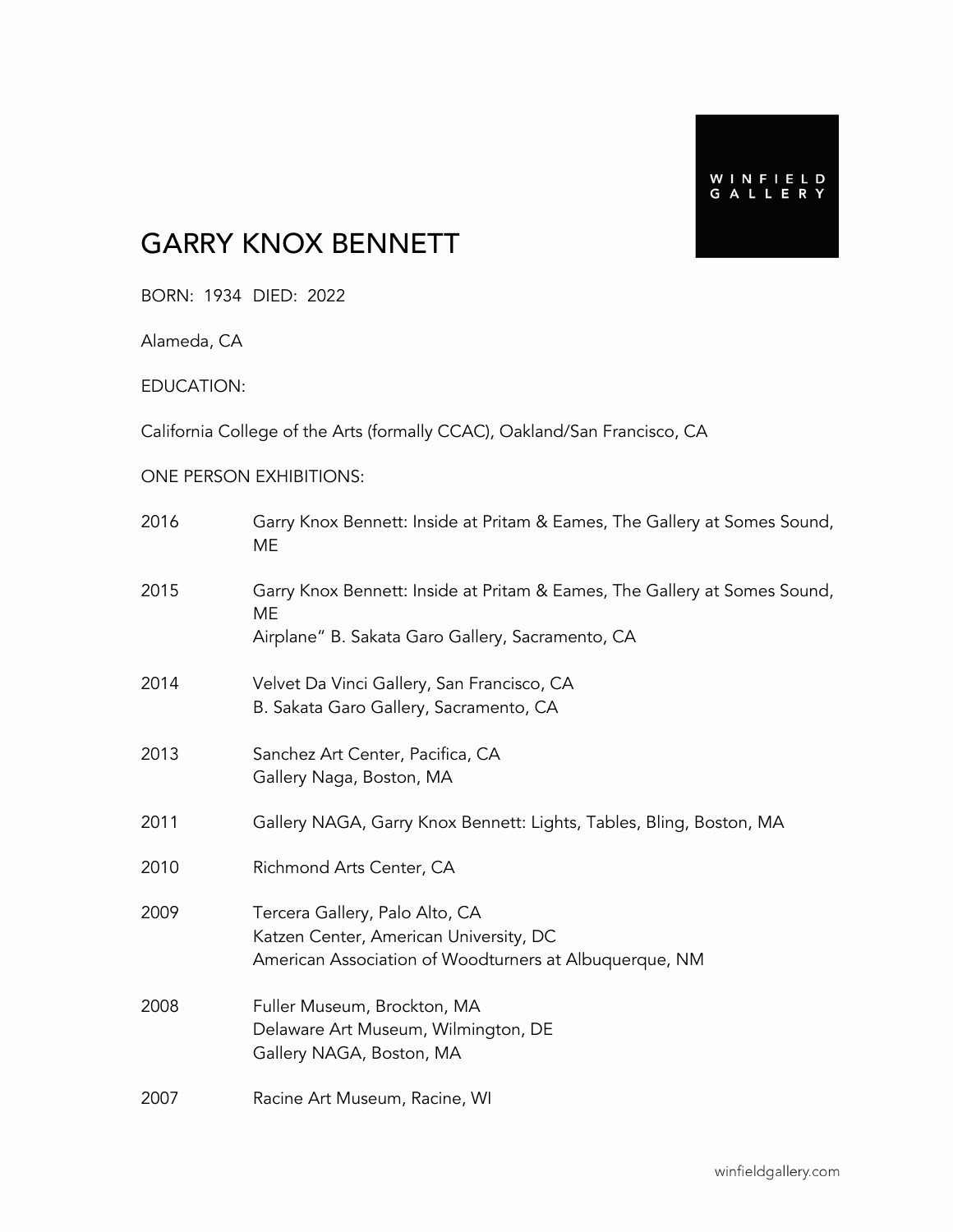WINFIELD GALLERY

# GARRY KNOX BENNETT

BORN: 1934 DIED: 2022

Alameda, CA

EDUCATION:

California College of the Arts (formally CCAC), Oakland/San Francisco, CA

ONE PERSON EXHIBITIONS:

| | |
|---|---|
| 2016 | Garry Knox Bennett: Inside at Pritam & Eames, The Gallery at Somes Sound, ME |
| 2015 | Garry Knox Bennett: Inside at Pritam & Eames, The Gallery at Somes Sound, ME<br>Airplane" B. Sakata Garo Gallery, Sacramento, CA |
| 2014 | Velvet Da Vinci Gallery, San Francisco, CA<br>B. Sakata Garo Gallery, Sacramento, CA |
| 2013 | Sanchez Art Center, Pacifica, CA<br>Gallery Naga, Boston, MA |
| 2011 | Gallery NAGA, Garry Knox Bennett: Lights, Tables, Bling, Boston, MA |
| 2010 | Richmond Arts Center, CA |
| 2009 | Tercera Gallery, Palo Alto, CA<br>Katzen Center, American University, DC<br>American Association of Woodturners at Albuquerque, NM |
| 2008 | Fuller Museum, Brockton, MA<br>Delaware Art Museum, Wilmington, DE<br>Gallery NAGA, Boston, MA |
| 2007 | Racine Art Museum, Racine, WI |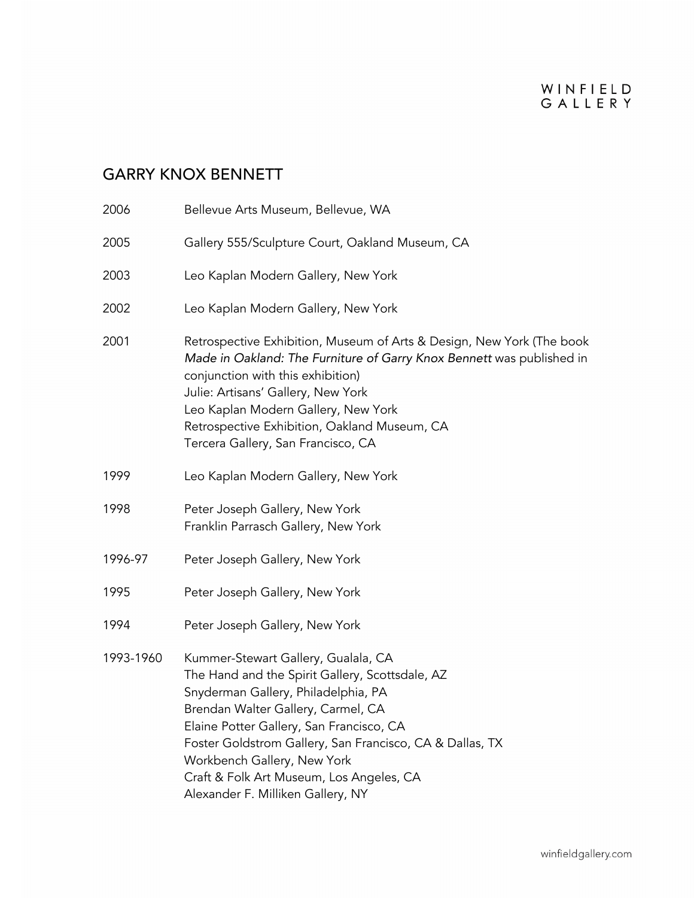## GARRY KNOX BENNETT

| | |
|---|---|
| 2006 | Bellevue Arts Museum, Bellevue, WA |
| 2005 | Gallery 555/Sculpture Court, Oakland Museum, CA |
| 2003 | Leo Kaplan Modern Gallery, New York |
| 2002 | Leo Kaplan Modern Gallery, New York |
| 2001 | Retrospective Exhibition, Museum of Arts & Design, New York (The book *Made in Oakland: The Furniture of Garry Knox Bennett* was published in conjunction with this exhibition)<br>Julie: Artisans' Gallery, New York<br>Leo Kaplan Modern Gallery, New York<br>Retrospective Exhibition, Oakland Museum, CA<br>Tercera Gallery, San Francisco, CA |
| 1999 | Leo Kaplan Modern Gallery, New York |
| 1998 | Peter Joseph Gallery, New York<br>Franklin Parrasch Gallery, New York |
| 1996-97 | Peter Joseph Gallery, New York |
| 1995 | Peter Joseph Gallery, New York |
| 1994 | Peter Joseph Gallery, New York |
| 1993-1960 | Kummer-Stewart Gallery, Gualala, CA<br>The Hand and the Spirit Gallery, Scottsdale, AZ<br>Snyderman Gallery, Philadelphia, PA<br>Brendan Walter Gallery, Carmel, CA<br>Elaine Potter Gallery, San Francisco, CA<br>Foster Goldstrom Gallery, San Francisco, CA & Dallas, TX<br>Workbench Gallery, New York<br>Craft & Folk Art Museum, Los Angeles, CA<br>Alexander F. Milliken Gallery, NY |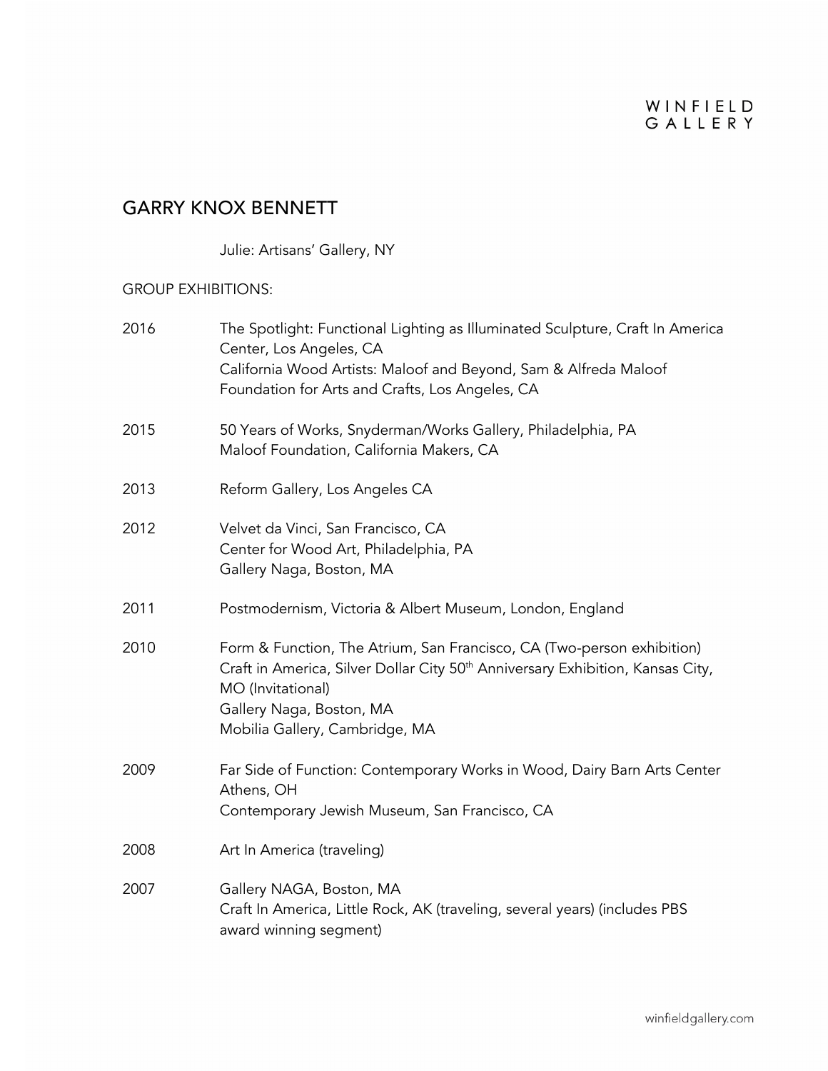# GARRY KNOX BENNETT

Julie: Artisans' Gallery, NY

## GROUP EXHIBITIONS:

2016 — The Spotlight: Functional Lighting as Illuminated Sculpture, Craft In America Center, Los Angeles, CA
California Wood Artists: Maloof and Beyond, Sam & Alfreda Maloof Foundation for Arts and Crafts, Los Angeles, CA

2015 — 50 Years of Works, Snyderman/Works Gallery, Philadelphia, PA
Maloof Foundation, California Makers, CA

2013 — Reform Gallery, Los Angeles CA

2012 — Velvet da Vinci, San Francisco, CA
Center for Wood Art, Philadelphia, PA
Gallery Naga, Boston, MA

2011 — Postmodernism, Victoria & Albert Museum, London, England

2010 — Form & Function, The Atrium, San Francisco, CA (Two-person exhibition)
Craft in America, Silver Dollar City 50th Anniversary Exhibition, Kansas City, MO (Invitational)
Gallery Naga, Boston, MA
Mobilia Gallery, Cambridge, MA

2009 — Far Side of Function: Contemporary Works in Wood, Dairy Barn Arts Center Athens, OH
Contemporary Jewish Museum, San Francisco, CA

2008 — Art In America (traveling)

2007 — Gallery NAGA, Boston, MA
Craft In America, Little Rock, AK (traveling, several years) (includes PBS award winning segment)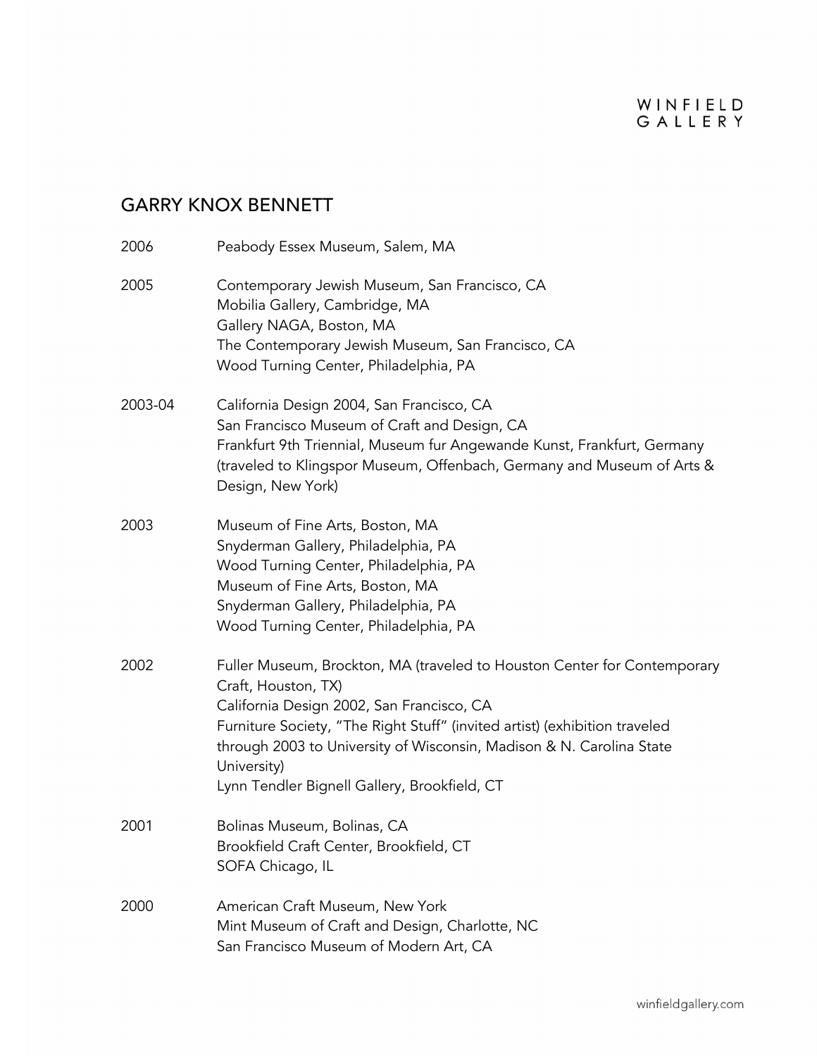## GARRY KNOX BENNETT

| | |
|---|---|
| 2006 | Peabody Essex Museum, Salem, MA |
| 2005 | Contemporary Jewish Museum, San Francisco, CA<br>Mobilia Gallery, Cambridge, MA<br>Gallery NAGA, Boston, MA<br>The Contemporary Jewish Museum, San Francisco, CA<br>Wood Turning Center, Philadelphia, PA |
| 2003-04 | California Design 2004, San Francisco, CA<br>San Francisco Museum of Craft and Design, CA<br>Frankfurt 9th Triennial, Museum fur Angewande Kunst, Frankfurt, Germany (traveled to Klingspor Museum, Offenbach, Germany and Museum of Arts & Design, New York) |
| 2003 | Museum of Fine Arts, Boston, MA<br>Snyderman Gallery, Philadelphia, PA<br>Wood Turning Center, Philadelphia, PA<br>Museum of Fine Arts, Boston, MA<br>Snyderman Gallery, Philadelphia, PA<br>Wood Turning Center, Philadelphia, PA |
| 2002 | Fuller Museum, Brockton, MA (traveled to Houston Center for Contemporary Craft, Houston, TX)<br>California Design 2002, San Francisco, CA<br>Furniture Society, "The Right Stuff" (invited artist) (exhibition traveled through 2003 to University of Wisconsin, Madison & N. Carolina State University)<br>Lynn Tendler Bignell Gallery, Brookfield, CT |
| 2001 | Bolinas Museum, Bolinas, CA<br>Brookfield Craft Center, Brookfield, CT<br>SOFA Chicago, IL |
| 2000 | American Craft Museum, New York<br>Mint Museum of Craft and Design, Charlotte, NC<br>San Francisco Museum of Modern Art, CA |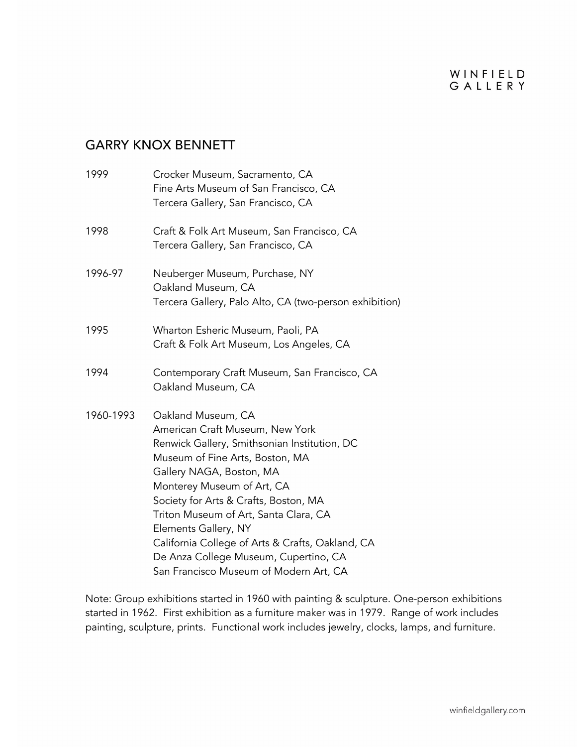## GARRY KNOX BENNETT

| | |
|---|---|
| 1999 | Crocker Museum, Sacramento, CA<br>Fine Arts Museum of San Francisco, CA<br>Tercera Gallery, San Francisco, CA |
| 1998 | Craft & Folk Art Museum, San Francisco, CA<br>Tercera Gallery, San Francisco, CA |
| 1996-97 | Neuberger Museum, Purchase, NY<br>Oakland Museum, CA<br>Tercera Gallery, Palo Alto, CA (two-person exhibition) |
| 1995 | Wharton Esheric Museum, Paoli, PA<br>Craft & Folk Art Museum, Los Angeles, CA |
| 1994 | Contemporary Craft Museum, San Francisco, CA<br>Oakland Museum, CA |
| 1960-1993 | Oakland Museum, CA<br>American Craft Museum, New York<br>Renwick Gallery, Smithsonian Institution, DC<br>Museum of Fine Arts, Boston, MA<br>Gallery NAGA, Boston, MA<br>Monterey Museum of Art, CA<br>Society for Arts & Crafts, Boston, MA<br>Triton Museum of Art, Santa Clara, CA<br>Elements Gallery, NY<br>California College of Arts & Crafts, Oakland, CA<br>De Anza College Museum, Cupertino, CA<br>San Francisco Museum of Modern Art, CA |

Note: Group exhibitions started in 1960 with painting & sculpture. One-person exhibitions started in 1962. First exhibition as a furniture maker was in 1979. Range of work includes painting, sculpture, prints. Functional work includes jewelry, clocks, lamps, and furniture.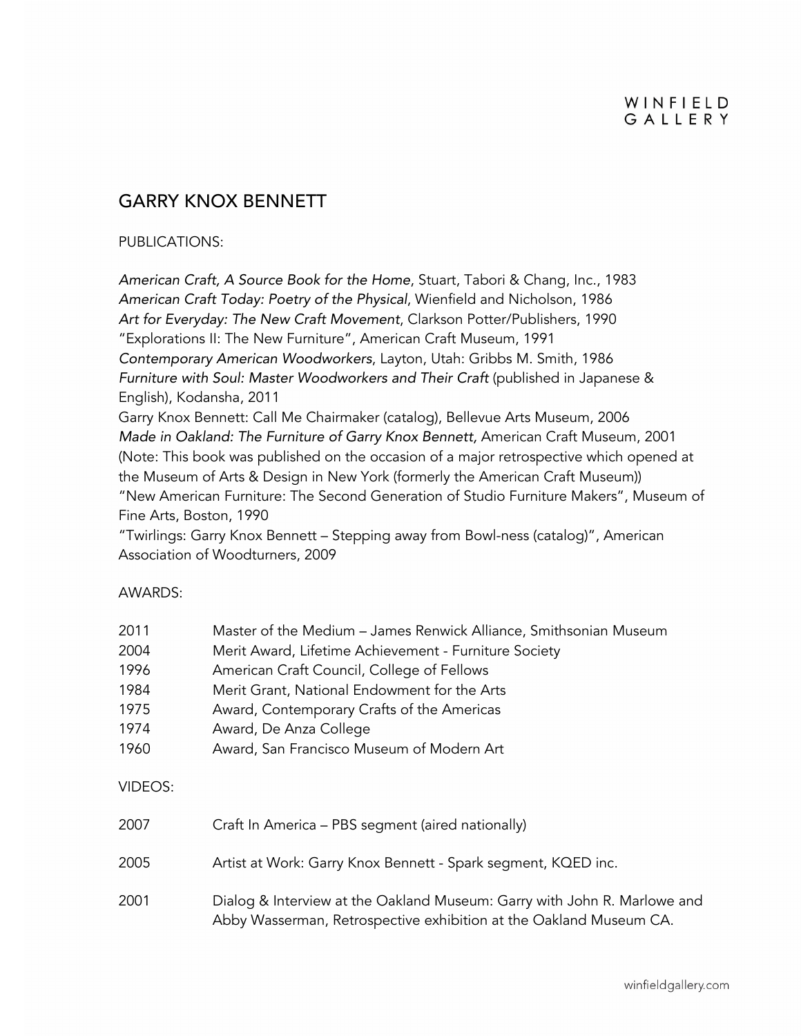## GARRY KNOX BENNETT

PUBLICATIONS:

*American Craft, A Source Book for the Home*, Stuart, Tabori & Chang, Inc., 1983
*American Craft Today: Poetry of the Physical*, Wienfield and Nicholson, 1986
*Art for Everyday: The New Craft Movement*, Clarkson Potter/Publishers, 1990
"Explorations II: The New Furniture", American Craft Museum, 1991
*Contemporary American Woodworkers*, Layton, Utah: Gribbs M. Smith, 1986
*Furniture with Soul: Master Woodworkers and Their Craft* (published in Japanese & English), Kodansha, 2011
Garry Knox Bennett: Call Me Chairmaker (catalog), Bellevue Arts Museum, 2006
*Made in Oakland: The Furniture of Garry Knox Bennett,* American Craft Museum, 2001 (Note: This book was published on the occasion of a major retrospective which opened at the Museum of Arts & Design in New York (formerly the American Craft Museum))
"New American Furniture: The Second Generation of Studio Furniture Makers", Museum of Fine Arts, Boston, 1990
"Twirlings: Garry Knox Bennett – Stepping away from Bowl-ness (catalog)", American Association of Woodturners, 2009

AWARDS:

| | |
|---|---|
| 2011 | Master of the Medium – James Renwick Alliance, Smithsonian Museum |
| 2004 | Merit Award, Lifetime Achievement - Furniture Society |
| 1996 | American Craft Council, College of Fellows |
| 1984 | Merit Grant, National Endowment for the Arts |
| 1975 | Award, Contemporary Crafts of the Americas |
| 1974 | Award, De Anza College |
| 1960 | Award, San Francisco Museum of Modern Art |

VIDEOS:

| | |
|---|---|
| 2007 | Craft In America – PBS segment (aired nationally) |
| 2005 | Artist at Work: Garry Knox Bennett - Spark segment, KQED inc. |
| 2001 | Dialog & Interview at the Oakland Museum: Garry with John R. Marlowe and Abby Wasserman, Retrospective exhibition at the Oakland Museum CA. |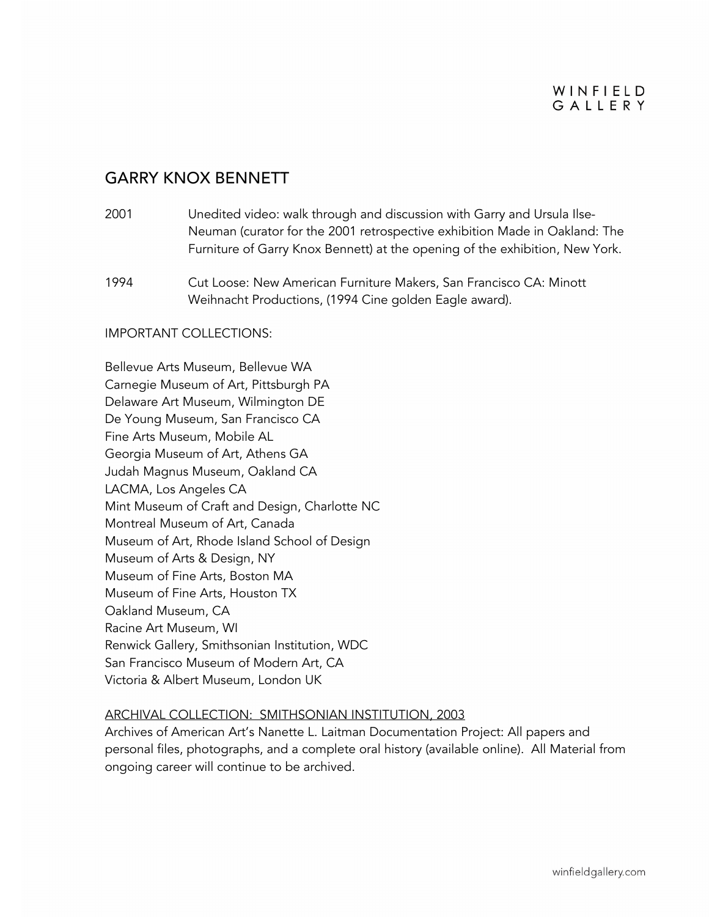# GARRY KNOX BENNETT

2001 Unedited video: walk through and discussion with Garry and Ursula Ilse-Neuman (curator for the 2001 retrospective exhibition Made in Oakland: The Furniture of Garry Knox Bennett) at the opening of the exhibition, New York.

1994 Cut Loose: New American Furniture Makers, San Francisco CA: Minott Weihnacht Productions, (1994 Cine golden Eagle award).

IMPORTANT COLLECTIONS:

Bellevue Arts Museum, Bellevue WA
Carnegie Museum of Art, Pittsburgh PA
Delaware Art Museum, Wilmington DE
De Young Museum, San Francisco CA
Fine Arts Museum, Mobile AL
Georgia Museum of Art, Athens GA
Judah Magnus Museum, Oakland CA
LACMA, Los Angeles CA
Mint Museum of Craft and Design, Charlotte NC
Montreal Museum of Art, Canada
Museum of Art, Rhode Island School of Design
Museum of Arts & Design, NY
Museum of Fine Arts, Boston MA
Museum of Fine Arts, Houston TX
Oakland Museum, CA
Racine Art Museum, WI
Renwick Gallery, Smithsonian Institution, WDC
San Francisco Museum of Modern Art, CA
Victoria & Albert Museum, London UK

<u>ARCHIVAL COLLECTION: SMITHSONIAN INSTITUTION, 2003</u>

Archives of American Art's Nanette L. Laitman Documentation Project: All papers and personal files, photographs, and a complete oral history (available online). All Material from ongoing career will continue to be archived.